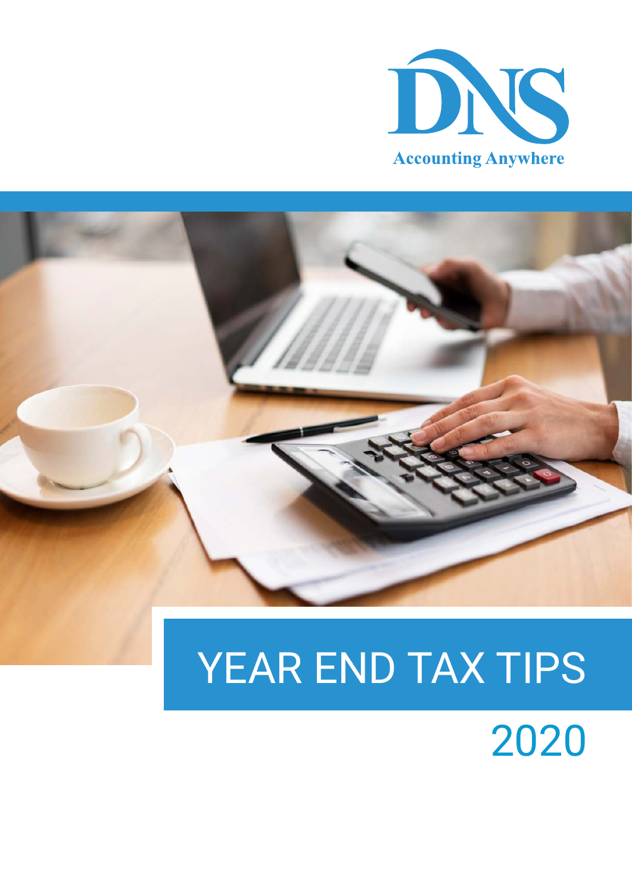DNS

Accounting Anywhere

# YEAR END TAX TIPS

## 2020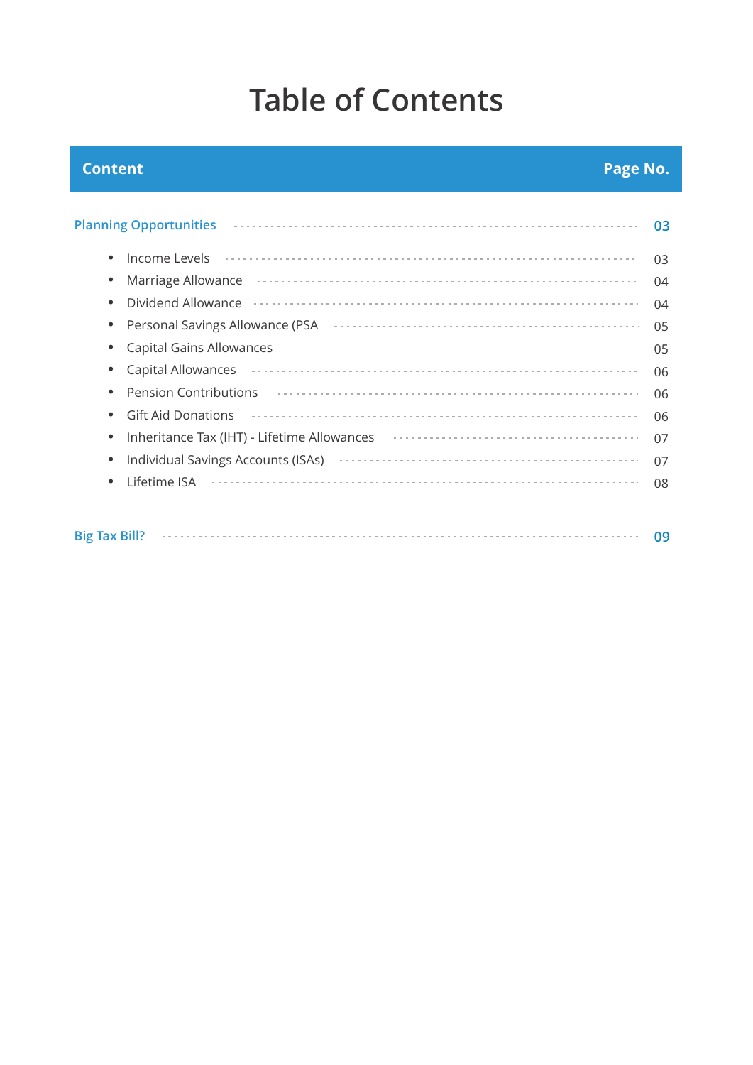# Table of Contents

| Content | Page No. |
| --- | --- |
| **Planning Opportunities** | **03** |
| • Income Levels | 03 |
| • Marriage Allowance | 04 |
| • Dividend Allowance | 04 |
| • Personal Savings Allowance (PSA | 05 |
| • Capital Gains Allowances | 05 |
| • Capital Allowances | 06 |
| • Pension Contributions | 06 |
| • Gift Aid Donations | 06 |
| • Inheritance Tax (IHT) - Lifetime Allowances | 07 |
| • Individual Savings Accounts (ISAs) | 07 |
| • Lifetime ISA | 08 |
| **Big Tax Bill?** | **09** |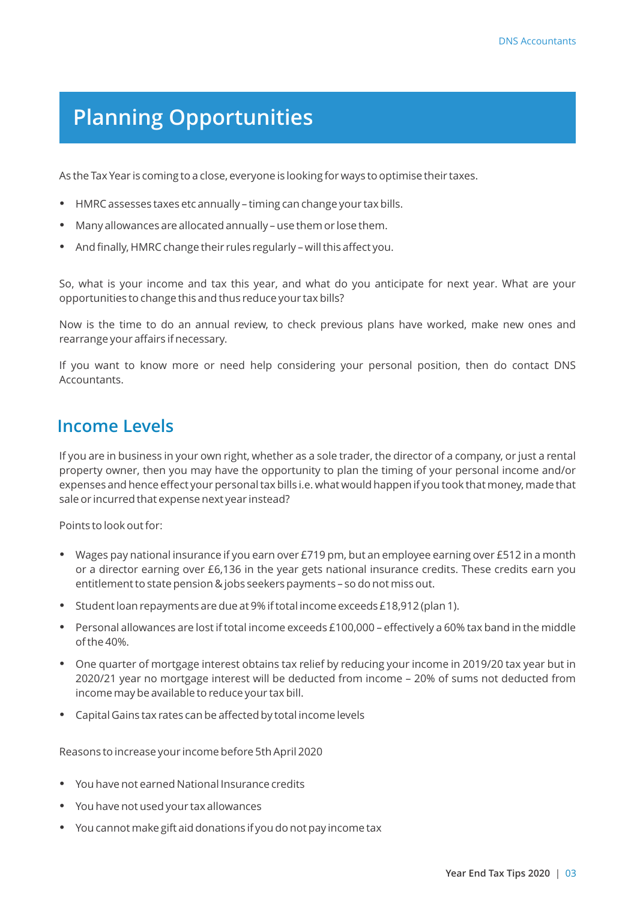# Planning Opportunities

As the Tax Year is coming to a close, everyone is looking for ways to optimise their taxes.

- HMRC assesses taxes etc annually – timing can change your tax bills.
- Many allowances are allocated annually – use them or lose them.
- And finally, HMRC change their rules regularly – will this affect you.

So, what is your income and tax this year, and what do you anticipate for next year. What are your opportunities to change this and thus reduce your tax bills?

Now is the time to do an annual review, to check previous plans have worked, make new ones and rearrange your affairs if necessary.

If you want to know more or need help considering your personal position, then do contact DNS Accountants.

## Income Levels

If you are in business in your own right, whether as a sole trader, the director of a company, or just a rental property owner, then you may have the opportunity to plan the timing of your personal income and/or expenses and hence effect your personal tax bills i.e. what would happen if you took that money, made that sale or incurred that expense next year instead?

Points to look out for:

- Wages pay national insurance if you earn over £719 pm, but an employee earning over £512 in a month or a director earning over £6,136 in the year gets national insurance credits. These credits earn you entitlement to state pension & jobs seekers payments – so do not miss out.
- Student loan repayments are due at 9% if total income exceeds £18,912 (plan 1).
- Personal allowances are lost if total income exceeds £100,000 – effectively a 60% tax band in the middle of the 40%.
- One quarter of mortgage interest obtains tax relief by reducing your income in 2019/20 tax year but in 2020/21 year no mortgage interest will be deducted from income – 20% of sums not deducted from income may be available to reduce your tax bill.
- Capital Gains tax rates can be affected by total income levels

Reasons to increase your income before 5th April 2020

- You have not earned National Insurance credits
- You have not used your tax allowances
- You cannot make gift aid donations if you do not pay income tax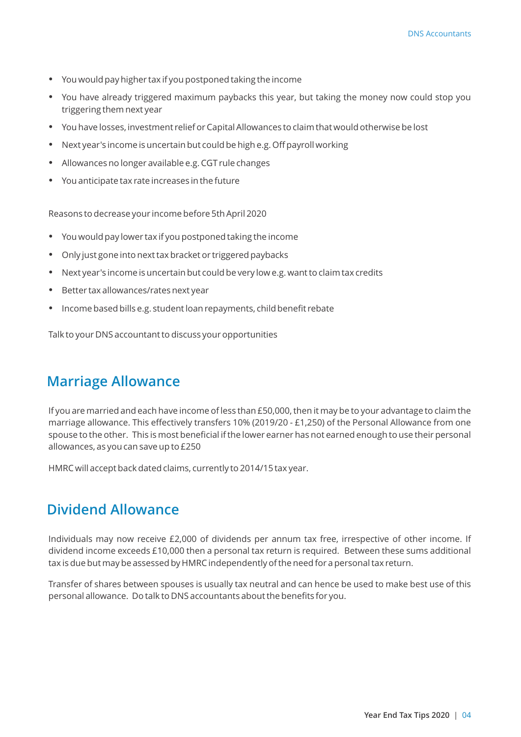- You would pay higher tax if you postponed taking the income
- You have already triggered maximum paybacks this year, but taking the money now could stop you triggering them next year
- You have losses, investment relief or Capital Allowances to claim that would otherwise be lost
- Next year's income is uncertain but could be high e.g. Off payroll working
- Allowances no longer available e.g. CGT rule changes
- You anticipate tax rate increases in the future

Reasons to decrease your income before 5th April 2020

- You would pay lower tax if you postponed taking the income
- Only just gone into next tax bracket or triggered paybacks
- Next year's income is uncertain but could be very low e.g. want to claim tax credits
- Better tax allowances/rates next year
- Income based bills e.g. student loan repayments, child benefit rebate

Talk to your DNS accountant to discuss your opportunities

## Marriage Allowance

If you are married and each have income of less than £50,000, then it may be to your advantage to claim the marriage allowance. This effectively transfers 10% (2019/20 - £1,250) of the Personal Allowance from one spouse to the other. This is most beneficial if the lower earner has not earned enough to use their personal allowances, as you can save up to £250

HMRC will accept back dated claims, currently to 2014/15 tax year.

## Dividend Allowance

Individuals may now receive £2,000 of dividends per annum tax free, irrespective of other income. If dividend income exceeds £10,000 then a personal tax return is required. Between these sums additional tax is due but may be assessed by HMRC independently of the need for a personal tax return.

Transfer of shares between spouses is usually tax neutral and can hence be used to make best use of this personal allowance. Do talk to DNS accountants about the benefits for you.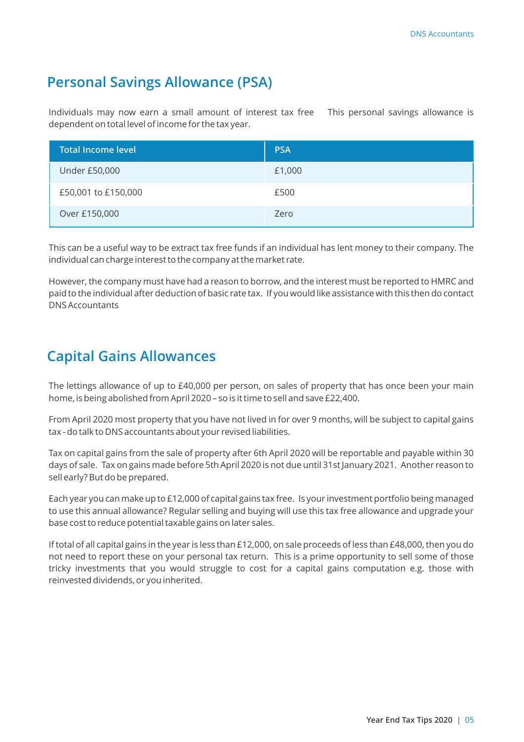## Personal Savings Allowance (PSA)

Individuals may now earn a small amount of interest tax free This personal savings allowance is dependent on total level of income for the tax year.

| Total Income level | PSA |
|---|---|
| Under £50,000 | £1,000 |
| £50,001 to £150,000 | £500 |
| Over £150,000 | Zero |

This can be a useful way to be extract tax free funds if an individual has lent money to their company. The individual can charge interest to the company at the market rate.

However, the company must have had a reason to borrow, and the interest must be reported to HMRC and paid to the individual after deduction of basic rate tax. If you would like assistance with this then do contact DNS Accountants

## Capital Gains Allowances

The lettings allowance of up to £40,000 per person, on sales of property that has once been your main home, is being abolished from April 2020 – so is it time to sell and save £22,400.

From April 2020 most property that you have not lived in for over 9 months, will be subject to capital gains tax - do talk to DNS accountants about your revised liabilities.

Tax on capital gains from the sale of property after 6th April 2020 will be reportable and payable within 30 days of sale. Tax on gains made before 5th April 2020 is not due until 31st January 2021. Another reason to sell early? But do be prepared.

Each year you can make up to £12,000 of capital gains tax free. Is your investment portfolio being managed to use this annual allowance? Regular selling and buying will use this tax free allowance and upgrade your base cost to reduce potential taxable gains on later sales.

If total of all capital gains in the year is less than £12,000, on sale proceeds of less than £48,000, then you do not need to report these on your personal tax return. This is a prime opportunity to sell some of those tricky investments that you would struggle to cost for a capital gains computation e.g. those with reinvested dividends, or you inherited.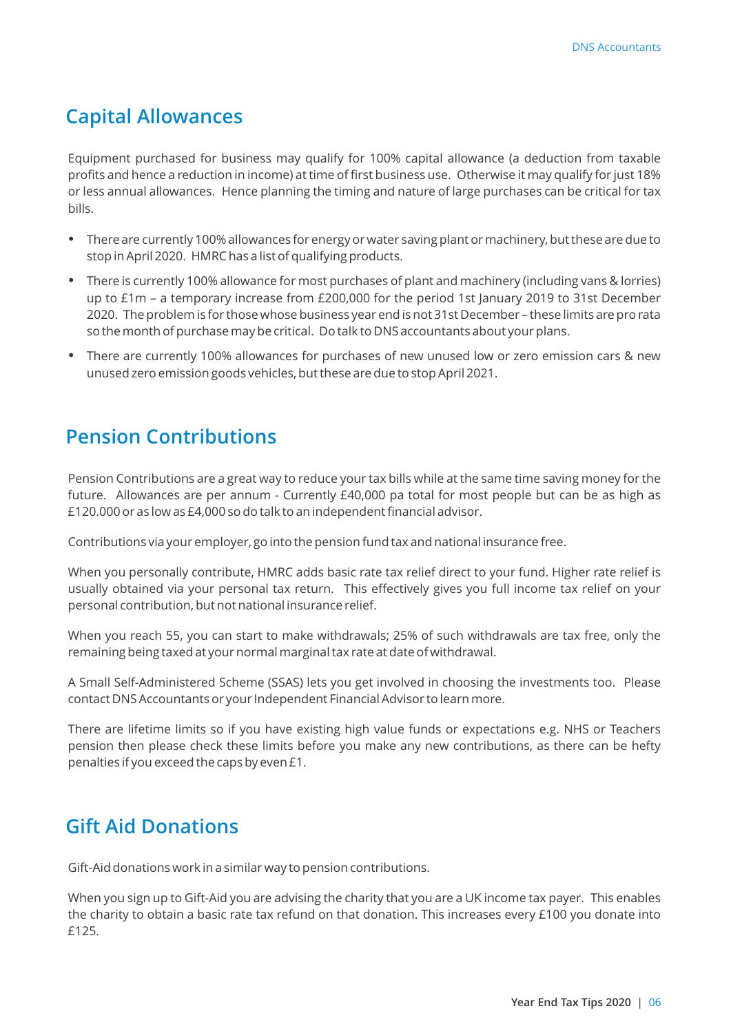## Capital Allowances

Equipment purchased for business may qualify for 100% capital allowance (a deduction from taxable profits and hence a reduction in income) at time of first business use. Otherwise it may qualify for just 18% or less annual allowances. Hence planning the timing and nature of large purchases can be critical for tax bills.

- There are currently 100% allowances for energy or water saving plant or machinery, but these are due to stop in April 2020. HMRC has a list of qualifying products.
- There is currently 100% allowance for most purchases of plant and machinery (including vans & lorries) up to £1m – a temporary increase from £200,000 for the period 1st January 2019 to 31st December 2020. The problem is for those whose business year end is not 31st December – these limits are pro rata so the month of purchase may be critical. Do talk to DNS accountants about your plans.
- There are currently 100% allowances for purchases of new unused low or zero emission cars & new unused zero emission goods vehicles, but these are due to stop April 2021.

## Pension Contributions

Pension Contributions are a great way to reduce your tax bills while at the same time saving money for the future. Allowances are per annum - Currently £40,000 pa total for most people but can be as high as £120.000 or as low as £4,000 so do talk to an independent financial advisor.

Contributions via your employer, go into the pension fund tax and national insurance free.

When you personally contribute, HMRC adds basic rate tax relief direct to your fund. Higher rate relief is usually obtained via your personal tax return. This effectively gives you full income tax relief on your personal contribution, but not national insurance relief.

When you reach 55, you can start to make withdrawals; 25% of such withdrawals are tax free, only the remaining being taxed at your normal marginal tax rate at date of withdrawal.

A Small Self-Administered Scheme (SSAS) lets you get involved in choosing the investments too. Please contact DNS Accountants or your Independent Financial Advisor to learn more.

There are lifetime limits so if you have existing high value funds or expectations e.g. NHS or Teachers pension then please check these limits before you make any new contributions, as there can be hefty penalties if you exceed the caps by even £1.

## Gift Aid Donations

Gift-Aid donations work in a similar way to pension contributions.

When you sign up to Gift-Aid you are advising the charity that you are a UK income tax payer. This enables the charity to obtain a basic rate tax refund on that donation. This increases every £100 you donate into £125.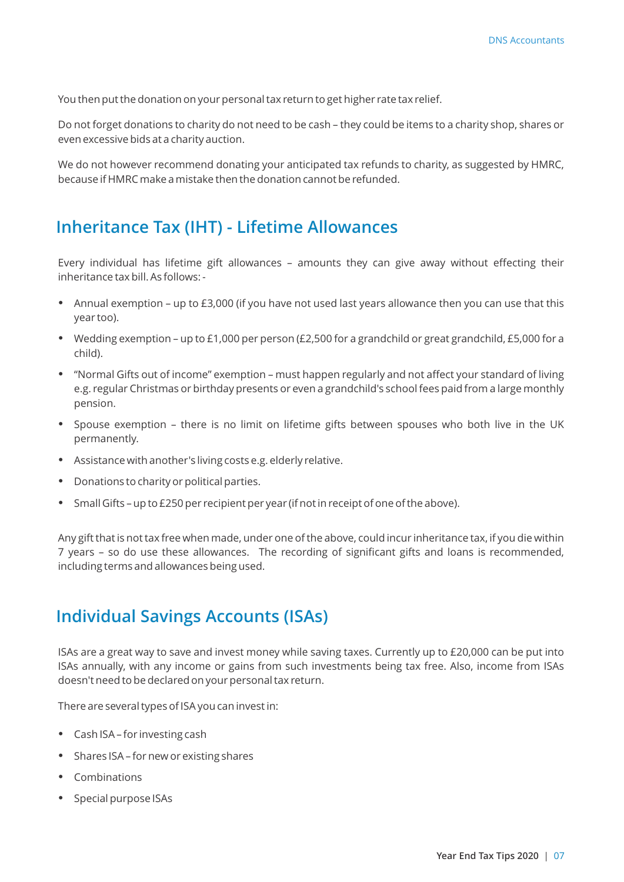You then put the donation on your personal tax return to get higher rate tax relief.

Do not forget donations to charity do not need to be cash – they could be items to a charity shop, shares or even excessive bids at a charity auction.

We do not however recommend donating your anticipated tax refunds to charity, as suggested by HMRC, because if HMRC make a mistake then the donation cannot be refunded.

## Inheritance Tax (IHT) - Lifetime Allowances

Every individual has lifetime gift allowances – amounts they can give away without effecting their inheritance tax bill. As follows: -

- Annual exemption – up to £3,000 (if you have not used last years allowance then you can use that this year too).
- Wedding exemption – up to £1,000 per person (£2,500 for a grandchild or great grandchild, £5,000 for a child).
- "Normal Gifts out of income" exemption – must happen regularly and not affect your standard of living e.g. regular Christmas or birthday presents or even a grandchild's school fees paid from a large monthly pension.
- Spouse exemption – there is no limit on lifetime gifts between spouses who both live in the UK permanently.
- Assistance with another's living costs e.g. elderly relative.
- Donations to charity or political parties.
- Small Gifts – up to £250 per recipient per year (if not in receipt of one of the above).

Any gift that is not tax free when made, under one of the above, could incur inheritance tax, if you die within 7 years – so do use these allowances. The recording of significant gifts and loans is recommended, including terms and allowances being used.

## Individual Savings Accounts (ISAs)

ISAs are a great way to save and invest money while saving taxes. Currently up to £20,000 can be put into ISAs annually, with any income or gains from such investments being tax free. Also, income from ISAs doesn't need to be declared on your personal tax return.

There are several types of ISA you can invest in:

- Cash ISA – for investing cash
- Shares ISA – for new or existing shares
- Combinations
- Special purpose ISAs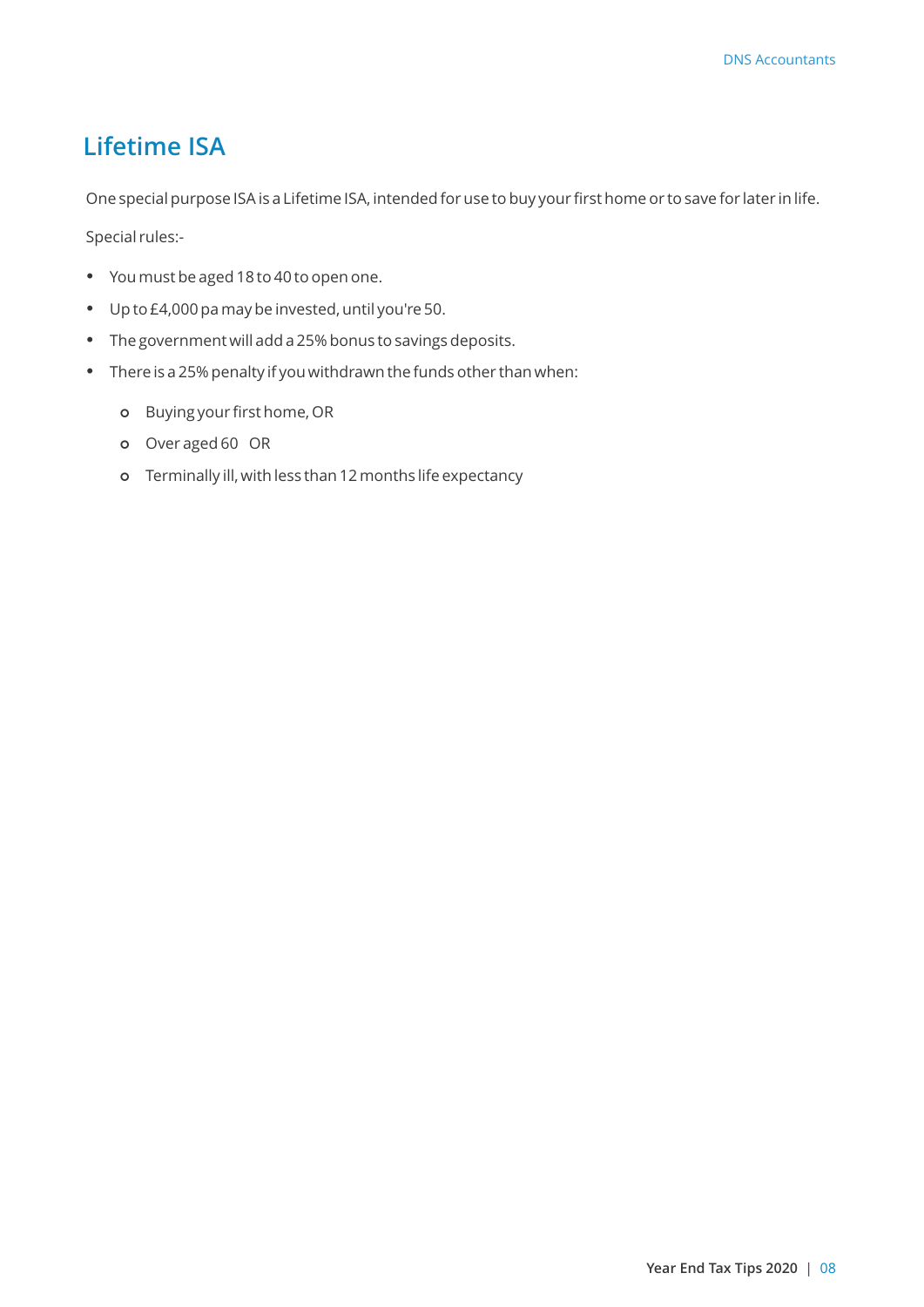## Lifetime ISA

One special purpose ISA is a Lifetime ISA, intended for use to buy your first home or to save for later in life.

Special rules:-

- You must be aged 18 to 40 to open one.
- Up to £4,000 pa may be invested, until you're 50.
- The government will add a 25% bonus to savings deposits.
- There is a 25% penalty if you withdrawn the funds other than when:
    - Buying your first home, OR
    - Over aged 60   OR
    - Terminally ill, with less than 12 months life expectancy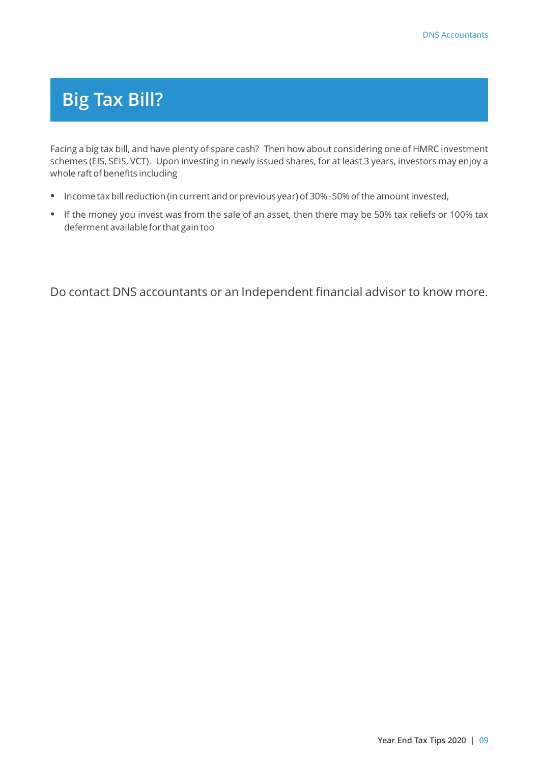# Big Tax Bill?

Facing a big tax bill, and have plenty of spare cash? Then how about considering one of HMRC investment schemes (EIS, SEIS, VCT). Upon investing in newly issued shares, for at least 3 years, investors may enjoy a whole raft of benefits including

- Income tax bill reduction (in current and or previous year) of 30% -50% of the amount invested,
- If the money you invest was from the sale of an asset, then there may be 50% tax reliefs or 100% tax deferment available for that gain too

Do contact DNS accountants or an Independent financial advisor to know more.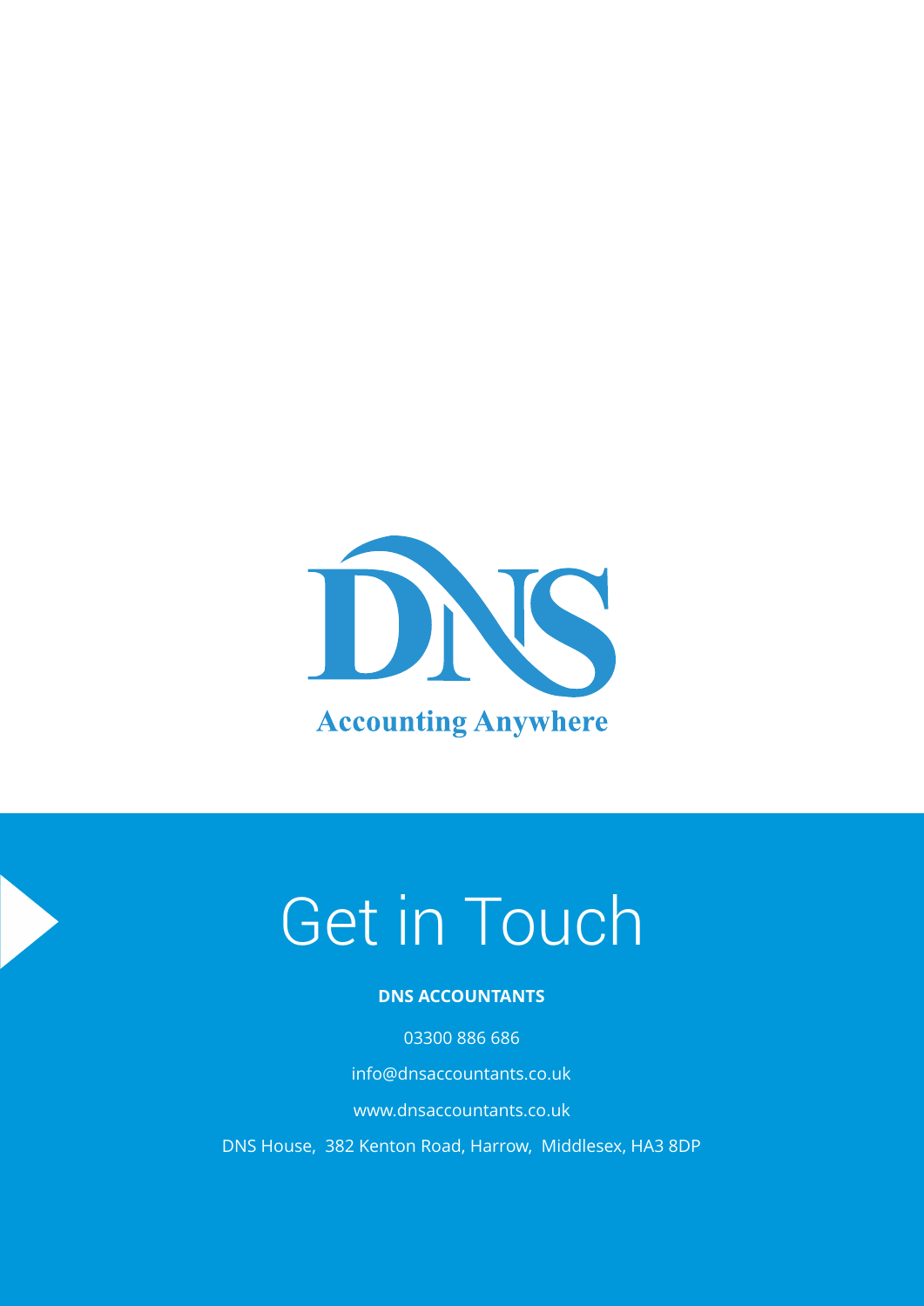DNS

Accounting Anywhere

# Get in Touch

**DNS ACCOUNTANTS**

03300 886 686

info@dnsaccountants.co.uk

www.dnsaccountants.co.uk

DNS House, 382 Kenton Road, Harrow, Middlesex, HA3 8DP